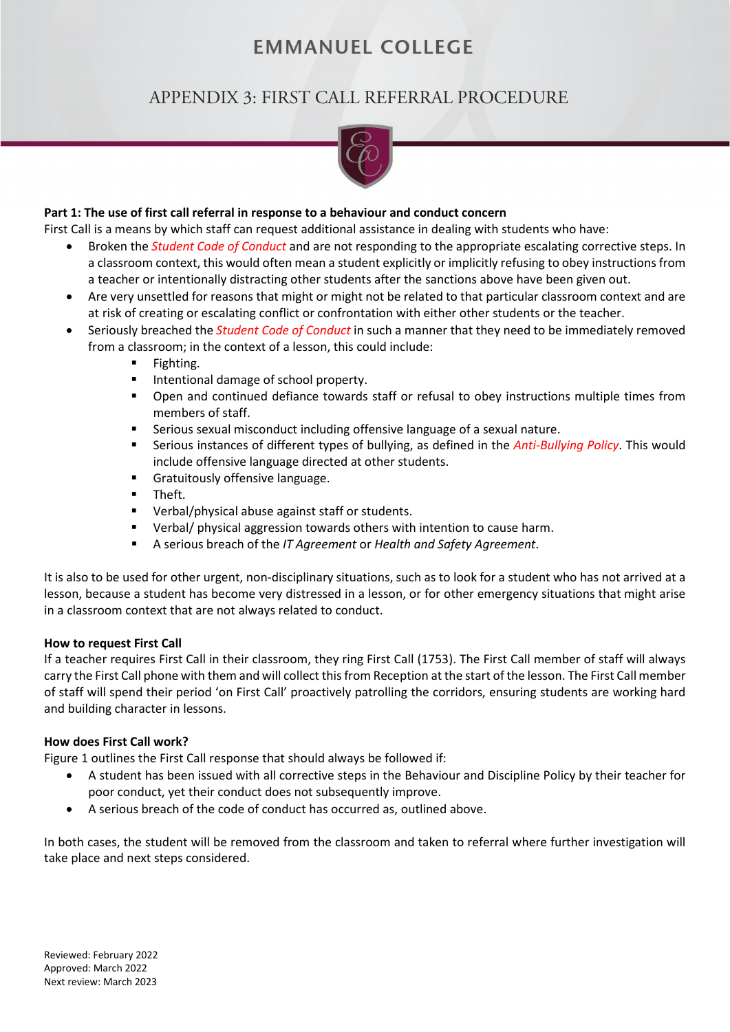# EMMANUEL COLLEGE

## APPENDIX 3: FIRST CALL REFERRAL PROCEDURE

**Part 1: The use of first call referral in response to a behaviour and conduct concern**

First Call is a means by which staff can request additional assistance in dealing with students who have:

- Broken the *Student Code of Conduct* and are not responding to the appropriate escalating corrective steps. In a classroom context, this would often mean a student explicitly or implicitly refusing to obey instructions from a teacher or intentionally distracting other students after the sanctions above have been given out.
- Are very unsettled for reasons that might or might not be related to that particular classroom context and are at risk of creating or escalating conflict or confrontation with either other students or the teacher.
- Seriously breached the *Student Code of Conduct* in such a manner that they need to be immediately removed from a classroom; in the context of a lesson, this could include:
  - Fighting.
  - Intentional damage of school property.
  - Open and continued defiance towards staff or refusal to obey instructions multiple times from members of staff.
  - Serious sexual misconduct including offensive language of a sexual nature.
  - Serious instances of different types of bullying, as defined in the *Anti-Bullying Policy*. This would include offensive language directed at other students.
  - Gratuitously offensive language.
  - Theft.
  - Verbal/physical abuse against staff or students.
  - Verbal/ physical aggression towards others with intention to cause harm.
  - A serious breach of the *IT Agreement* or *Health and Safety Agreement*.

It is also to be used for other urgent, non-disciplinary situations, such as to look for a student who has not arrived at a lesson, because a student has become very distressed in a lesson, or for other emergency situations that might arise in a classroom context that are not always related to conduct.

**How to request First Call**

If a teacher requires First Call in their classroom, they ring First Call (1753). The First Call member of staff will always carry the First Call phone with them and will collect this from Reception at the start of the lesson. The First Call member of staff will spend their period 'on First Call' proactively patrolling the corridors, ensuring students are working hard and building character in lessons.

**How does First Call work?**

Figure 1 outlines the First Call response that should always be followed if:

- A student has been issued with all corrective steps in the Behaviour and Discipline Policy by their teacher for poor conduct, yet their conduct does not subsequently improve.
- A serious breach of the code of conduct has occurred as, outlined above.

In both cases, the student will be removed from the classroom and taken to referral where further investigation will take place and next steps considered.

Reviewed: February 2022
Approved: March 2022
Next review: March 2023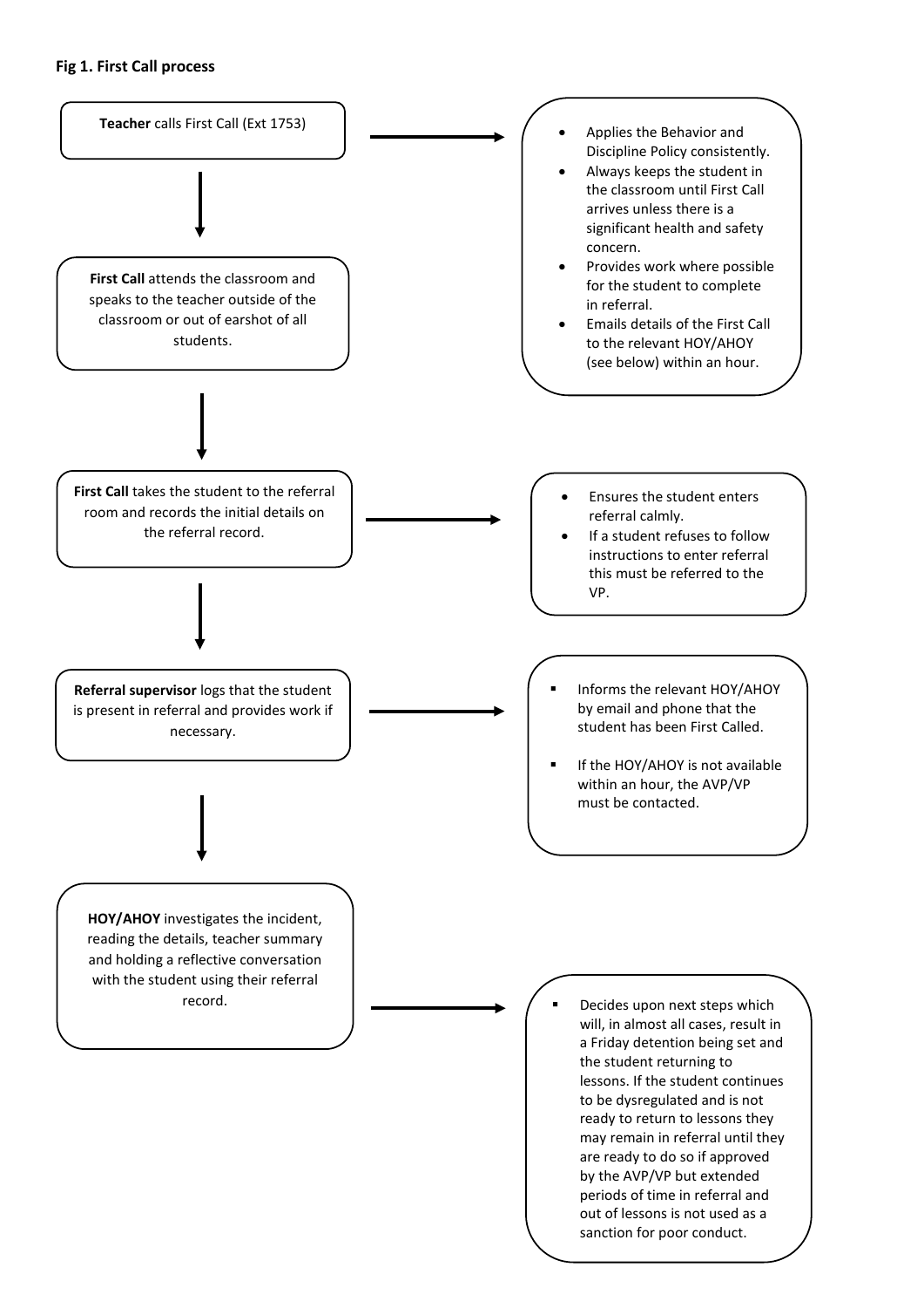**Fig 1. First Call process**

**Teacher** calls First Call (Ext 1753)

- Applies the Behavior and Discipline Policy consistently.
- Always keeps the student in the classroom until First Call arrives unless there is a significant health and safety concern.
- Provides work where possible for the student to complete in referral.
- Emails details of the First Call to the relevant HOY/AHOY (see below) within an hour.

↓

**First Call** attends the classroom and speaks to the teacher outside of the classroom or out of earshot of all students.

↓

**First Call** takes the student to the referral room and records the initial details on the referral record.

- Ensures the student enters referral calmly.
- If a student refuses to follow instructions to enter referral this must be referred to the VP.

↓

**Referral supervisor** logs that the student is present in referral and provides work if necessary.

- Informs the relevant HOY/AHOY by email and phone that the student has been First Called.
- If the HOY/AHOY is not available within an hour, the AVP/VP must be contacted.

↓

**HOY/AHOY** investigates the incident, reading the details, teacher summary and holding a reflective conversation with the student using their referral record.

- Decides upon next steps which will, in almost all cases, result in a Friday detention being set and the student returning to lessons. If the student continues to be dysregulated and is not ready to return to lessons they may remain in referral until they are ready to do so if approved by the AVP/VP but extended periods of time in referral and out of lessons is not used as a sanction for poor conduct.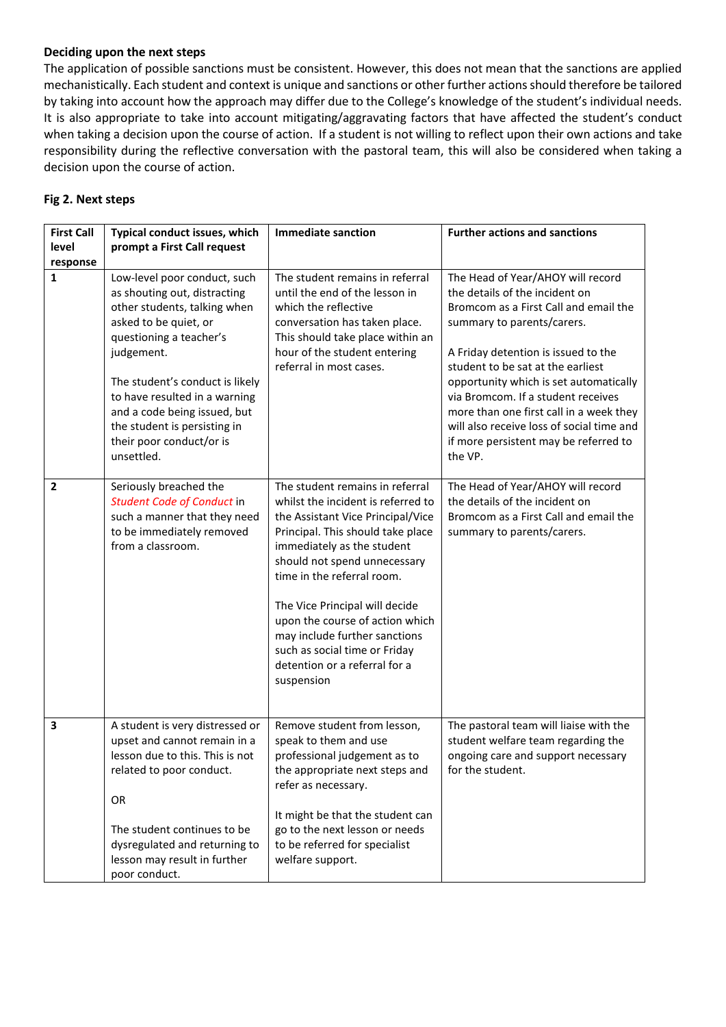**Deciding upon the next steps**

The application of possible sanctions must be consistent. However, this does not mean that the sanctions are applied mechanistically. Each student and context is unique and sanctions or other further actions should therefore be tailored by taking into account how the approach may differ due to the College's knowledge of the student's individual needs. It is also appropriate to take into account mitigating/aggravating factors that have affected the student's conduct when taking a decision upon the course of action. If a student is not willing to reflect upon their own actions and take responsibility during the reflective conversation with the pastoral team, this will also be considered when taking a decision upon the course of action.

**Fig 2. Next steps**

| First Call level response | Typical conduct issues, which prompt a First Call request | Immediate sanction | Further actions and sanctions |
|---|---|---|---|
| 1 | Low-level poor conduct, such as shouting out, distracting other students, talking when asked to be quiet, or questioning a teacher's judgement.<br><br>The student's conduct is likely to have resulted in a warning and a code being issued, but the student is persisting in their poor conduct/or is unsettled. | The student remains in referral until the end of the lesson in which the reflective conversation has taken place. This should take place within an hour of the student entering referral in most cases. | The Head of Year/AHOY will record the details of the incident on Bromcom as a First Call and email the summary to parents/carers.<br><br>A Friday detention is issued to the student to be sat at the earliest opportunity which is set automatically via Bromcom. If a student receives more than one first call in a week they will also receive loss of social time and if more persistent may be referred to the VP. |
| 2 | Seriously breached the *Student Code of Conduct* in such a manner that they need to be immediately removed from a classroom. | The student remains in referral whilst the incident is referred to the Assistant Vice Principal/Vice Principal. This should take place immediately as the student should not spend unnecessary time in the referral room.<br><br>The Vice Principal will decide upon the course of action which may include further sanctions such as social time or Friday detention or a referral for a suspension | The Head of Year/AHOY will record the details of the incident on Bromcom as a First Call and email the summary to parents/carers. |
| 3 | A student is very distressed or upset and cannot remain in a lesson due to this. This is not related to poor conduct.<br><br>OR<br><br>The student continues to be dysregulated and returning to lesson may result in further poor conduct. | Remove student from lesson, speak to them and use professional judgement as to the appropriate next steps and refer as necessary.<br><br>It might be that the student can go to the next lesson or needs to be referred for specialist welfare support. | The pastoral team will liaise with the student welfare team regarding the ongoing care and support necessary for the student. |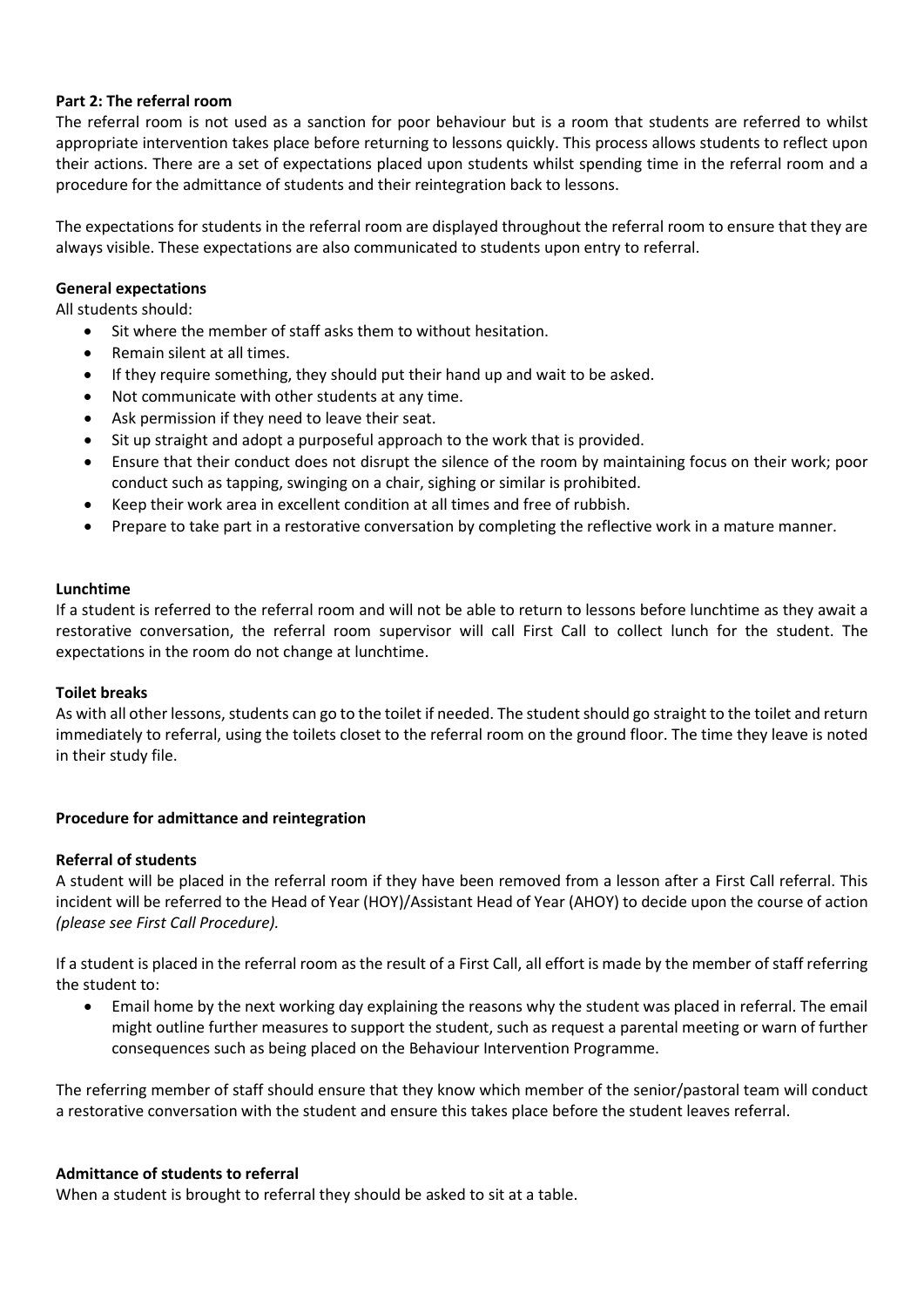## Part 2: The referral room

The referral room is not used as a sanction for poor behaviour but is a room that students are referred to whilst appropriate intervention takes place before returning to lessons quickly. This process allows students to reflect upon their actions. There are a set of expectations placed upon students whilst spending time in the referral room and a procedure for the admittance of students and their reintegration back to lessons.

The expectations for students in the referral room are displayed throughout the referral room to ensure that they are always visible. These expectations are also communicated to students upon entry to referral.

### General expectations

All students should:

- Sit where the member of staff asks them to without hesitation.
- Remain silent at all times.
- If they require something, they should put their hand up and wait to be asked.
- Not communicate with other students at any time.
- Ask permission if they need to leave their seat.
- Sit up straight and adopt a purposeful approach to the work that is provided.
- Ensure that their conduct does not disrupt the silence of the room by maintaining focus on their work; poor conduct such as tapping, swinging on a chair, sighing or similar is prohibited.
- Keep their work area in excellent condition at all times and free of rubbish.
- Prepare to take part in a restorative conversation by completing the reflective work in a mature manner.

### Lunchtime

If a student is referred to the referral room and will not be able to return to lessons before lunchtime as they await a restorative conversation, the referral room supervisor will call First Call to collect lunch for the student. The expectations in the room do not change at lunchtime.

### Toilet breaks

As with all other lessons, students can go to the toilet if needed. The student should go straight to the toilet and return immediately to referral, using the toilets closet to the referral room on the ground floor. The time they leave is noted in their study file.

## Procedure for admittance and reintegration

### Referral of students

A student will be placed in the referral room if they have been removed from a lesson after a First Call referral. This incident will be referred to the Head of Year (HOY)/Assistant Head of Year (AHOY) to decide upon the course of action *(please see First Call Procedure).*

If a student is placed in the referral room as the result of a First Call, all effort is made by the member of staff referring the student to:

- Email home by the next working day explaining the reasons why the student was placed in referral. The email might outline further measures to support the student, such as request a parental meeting or warn of further consequences such as being placed on the Behaviour Intervention Programme.

The referring member of staff should ensure that they know which member of the senior/pastoral team will conduct a restorative conversation with the student and ensure this takes place before the student leaves referral.

### Admittance of students to referral

When a student is brought to referral they should be asked to sit at a table.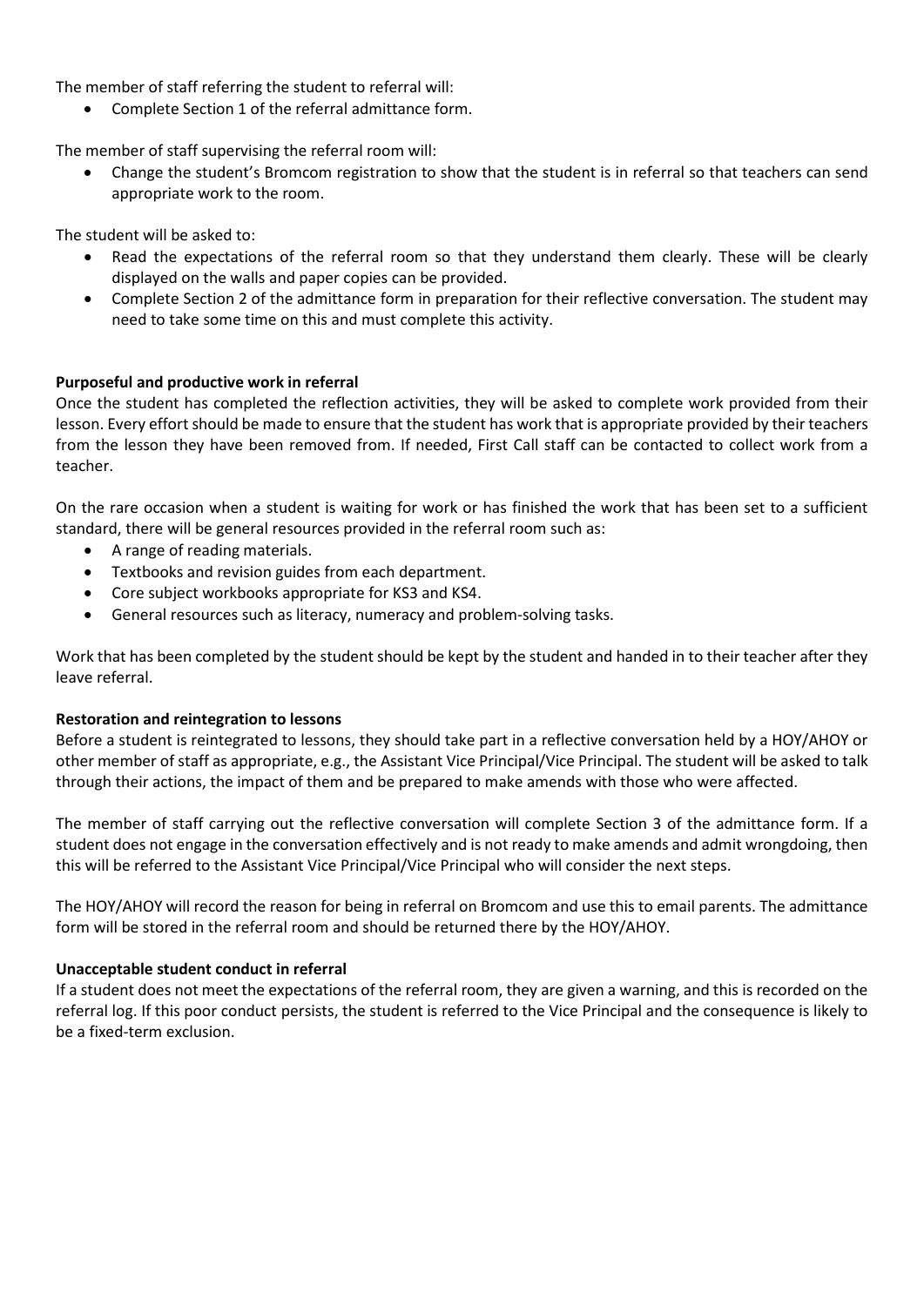The member of staff referring the student to referral will:

- Complete Section 1 of the referral admittance form.

The member of staff supervising the referral room will:

- Change the student's Bromcom registration to show that the student is in referral so that teachers can send appropriate work to the room.

The student will be asked to:

- Read the expectations of the referral room so that they understand them clearly. These will be clearly displayed on the walls and paper copies can be provided.
- Complete Section 2 of the admittance form in preparation for their reflective conversation. The student may need to take some time on this and must complete this activity.

**Purposeful and productive work in referral**

Once the student has completed the reflection activities, they will be asked to complete work provided from their lesson. Every effort should be made to ensure that the student has work that is appropriate provided by their teachers from the lesson they have been removed from. If needed, First Call staff can be contacted to collect work from a teacher.

On the rare occasion when a student is waiting for work or has finished the work that has been set to a sufficient standard, there will be general resources provided in the referral room such as:

- A range of reading materials.
- Textbooks and revision guides from each department.
- Core subject workbooks appropriate for KS3 and KS4.
- General resources such as literacy, numeracy and problem-solving tasks.

Work that has been completed by the student should be kept by the student and handed in to their teacher after they leave referral.

**Restoration and reintegration to lessons**

Before a student is reintegrated to lessons, they should take part in a reflective conversation held by a HOY/AHOY or other member of staff as appropriate, e.g., the Assistant Vice Principal/Vice Principal. The student will be asked to talk through their actions, the impact of them and be prepared to make amends with those who were affected.

The member of staff carrying out the reflective conversation will complete Section 3 of the admittance form. If a student does not engage in the conversation effectively and is not ready to make amends and admit wrongdoing, then this will be referred to the Assistant Vice Principal/Vice Principal who will consider the next steps.

The HOY/AHOY will record the reason for being in referral on Bromcom and use this to email parents. The admittance form will be stored in the referral room and should be returned there by the HOY/AHOY.

**Unacceptable student conduct in referral**

If a student does not meet the expectations of the referral room, they are given a warning, and this is recorded on the referral log. If this poor conduct persists, the student is referred to the Vice Principal and the consequence is likely to be a fixed-term exclusion.